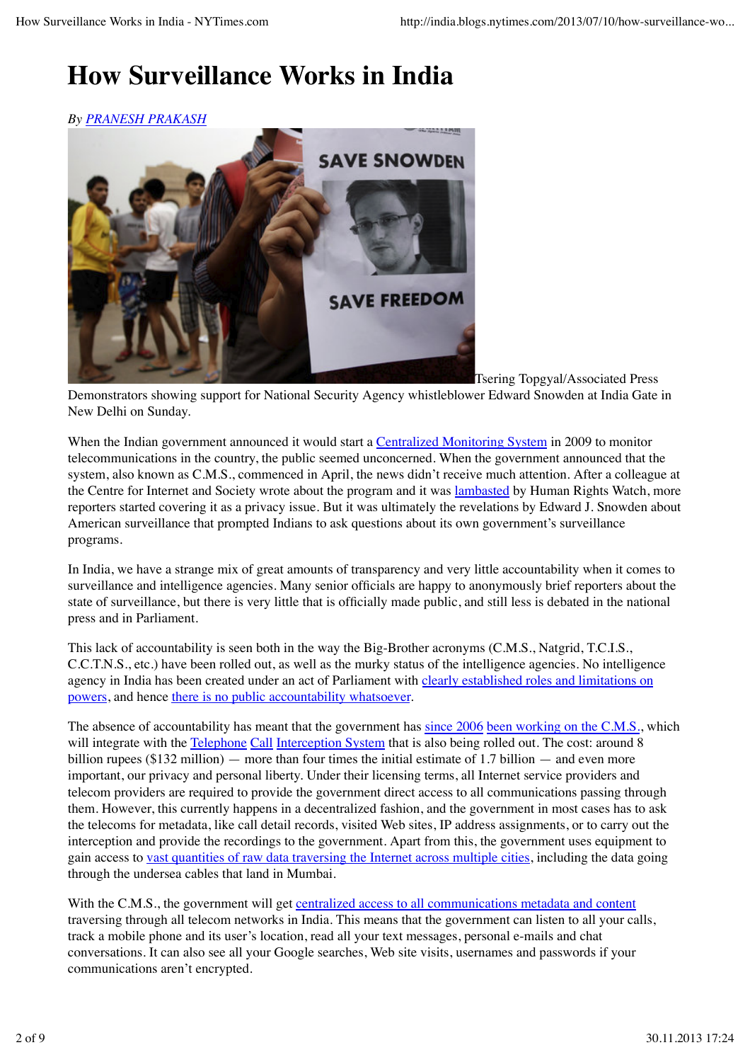# How Surveillance Works in India

*By PRANESH PRAKASH*

Tsering Topgyal/Associated Press

Demonstrators showing support for National Security Agency whistleblower Edward Snowden at India Gate in New Delhi on Sunday.

When the Indian government announced it would start a Centralized Monitoring System in 2009 to monitor telecommunications in the country, the public seemed unconcerned. When the government announced that the system, also known as C.M.S., commenced in April, the news didn't receive much attention. After a colleague at the Centre for Internet and Society wrote about the program and it was lambasted by Human Rights Watch, more reporters started covering it as a privacy issue. But it was ultimately the revelations by Edward J. Snowden about American surveillance that prompted Indians to ask questions about its own government's surveillance programs.

In India, we have a strange mix of great amounts of transparency and very little accountability when it comes to surveillance and intelligence agencies. Many senior officials are happy to anonymously brief reporters about the state of surveillance, but there is very little that is officially made public, and still less is debated in the national press and in Parliament.

This lack of accountability is seen both in the way the Big-Brother acronyms (C.M.S., Natgrid, T.C.I.S., C.C.T.N.S., etc.) have been rolled out, as well as the murky status of the intelligence agencies. No intelligence agency in India has been created under an act of Parliament with clearly established roles and limitations on powers, and hence there is no public accountability whatsoever.

The absence of accountability has meant that the government has since 2006 been working on the C.M.S., which will integrate with the Telephone Call Interception System that is also being rolled out. The cost: around 8 billion rupees ($132 million) — more than four times the initial estimate of 1.7 billion — and even more important, our privacy and personal liberty. Under their licensing terms, all Internet service providers and telecom providers are required to provide the government direct access to all communications passing through them. However, this currently happens in a decentralized fashion, and the government in most cases has to ask the telecoms for metadata, like call detail records, visited Web sites, IP address assignments, or to carry out the interception and provide the recordings to the government. Apart from this, the government uses equipment to gain access to vast quantities of raw data traversing the Internet across multiple cities, including the data going through the undersea cables that land in Mumbai.

With the C.M.S., the government will get centralized access to all communications metadata and content traversing through all telecom networks in India. This means that the government can listen to all your calls, track a mobile phone and its user's location, read all your text messages, personal e-mails and chat conversations. It can also see all your Google searches, Web site visits, usernames and passwords if your communications aren't encrypted.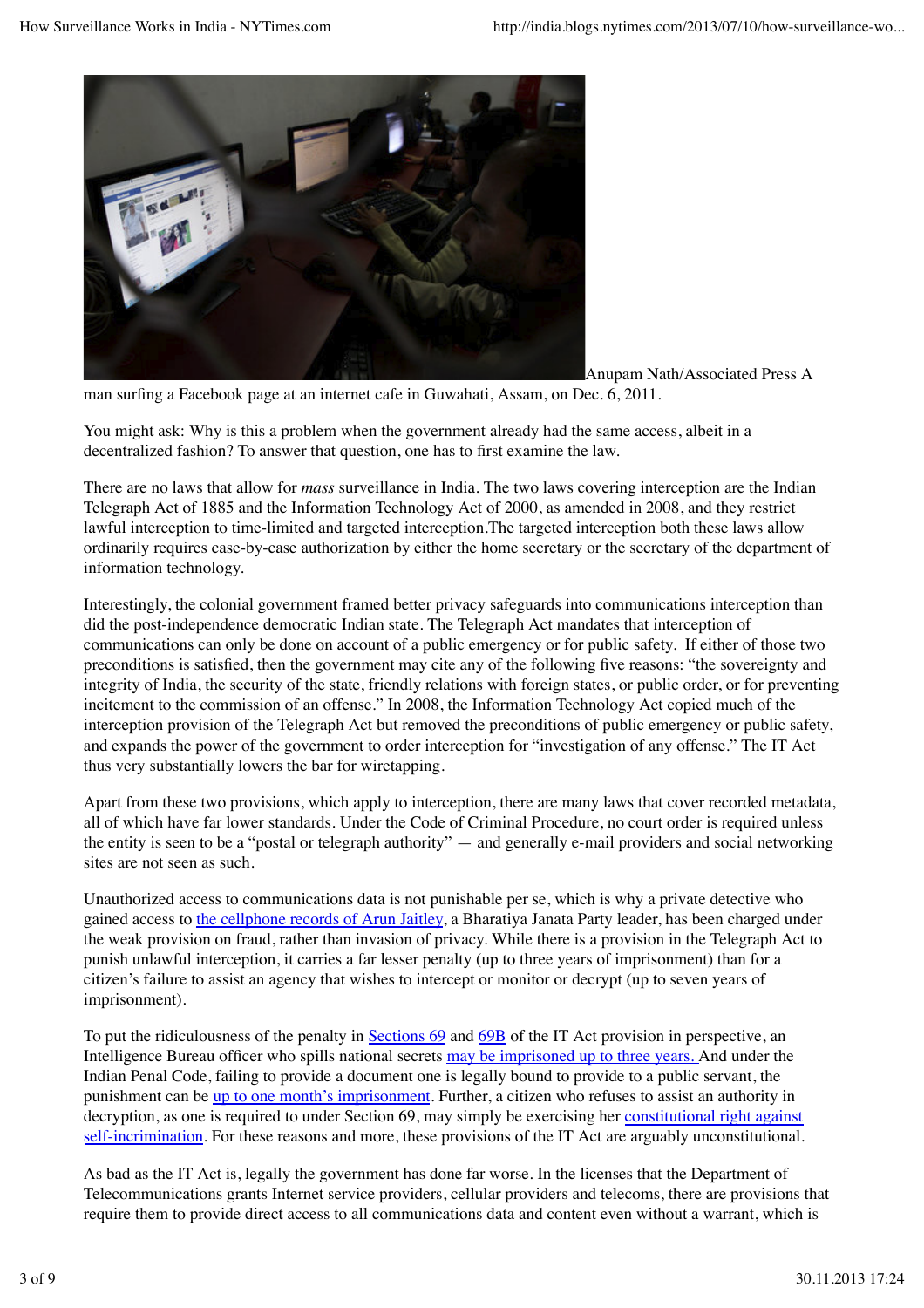Anupam Nath/Associated Press A man surfing a Facebook page at an internet cafe in Guwahati, Assam, on Dec. 6, 2011.

You might ask: Why is this a problem when the government already had the same access, albeit in a decentralized fashion? To answer that question, one has to first examine the law.

There are no laws that allow for *mass* surveillance in India. The two laws covering interception are the Indian Telegraph Act of 1885 and the Information Technology Act of 2000, as amended in 2008, and they restrict lawful interception to time-limited and targeted interception.The targeted interception both these laws allow ordinarily requires case-by-case authorization by either the home secretary or the secretary of the department of information technology.

Interestingly, the colonial government framed better privacy safeguards into communications interception than did the post-independence democratic Indian state. The Telegraph Act mandates that interception of communications can only be done on account of a public emergency or for public safety. If either of those two preconditions is satisfied, then the government may cite any of the following five reasons: "the sovereignty and integrity of India, the security of the state, friendly relations with foreign states, or public order, or for preventing incitement to the commission of an offense." In 2008, the Information Technology Act copied much of the interception provision of the Telegraph Act but removed the preconditions of public emergency or public safety, and expands the power of the government to order interception for "investigation of any offense." The IT Act thus very substantially lowers the bar for wiretapping.

Apart from these two provisions, which apply to interception, there are many laws that cover recorded metadata, all of which have far lower standards. Under the Code of Criminal Procedure, no court order is required unless the entity is seen to be a "postal or telegraph authority" — and generally e-mail providers and social networking sites are not seen as such.

Unauthorized access to communications data is not punishable per se, which is why a private detective who gained access to the cellphone records of Arun Jaitley, a Bharatiya Janata Party leader, has been charged under the weak provision on fraud, rather than invasion of privacy. While there is a provision in the Telegraph Act to punish unlawful interception, it carries a far lesser penalty (up to three years of imprisonment) than for a citizen's failure to assist an agency that wishes to intercept or monitor or decrypt (up to seven years of imprisonment).

To put the ridiculousness of the penalty in Sections 69 and 69B of the IT Act provision in perspective, an Intelligence Bureau officer who spills national secrets may be imprisoned up to three years. And under the Indian Penal Code, failing to provide a document one is legally bound to provide to a public servant, the punishment can be up to one month's imprisonment. Further, a citizen who refuses to assist an authority in decryption, as one is required to under Section 69, may simply be exercising her constitutional right against self-incrimination. For these reasons and more, these provisions of the IT Act are arguably unconstitutional.

As bad as the IT Act is, legally the government has done far worse. In the licenses that the Department of Telecommunications grants Internet service providers, cellular providers and telecoms, there are provisions that require them to provide direct access to all communications data and content even without a warrant, which is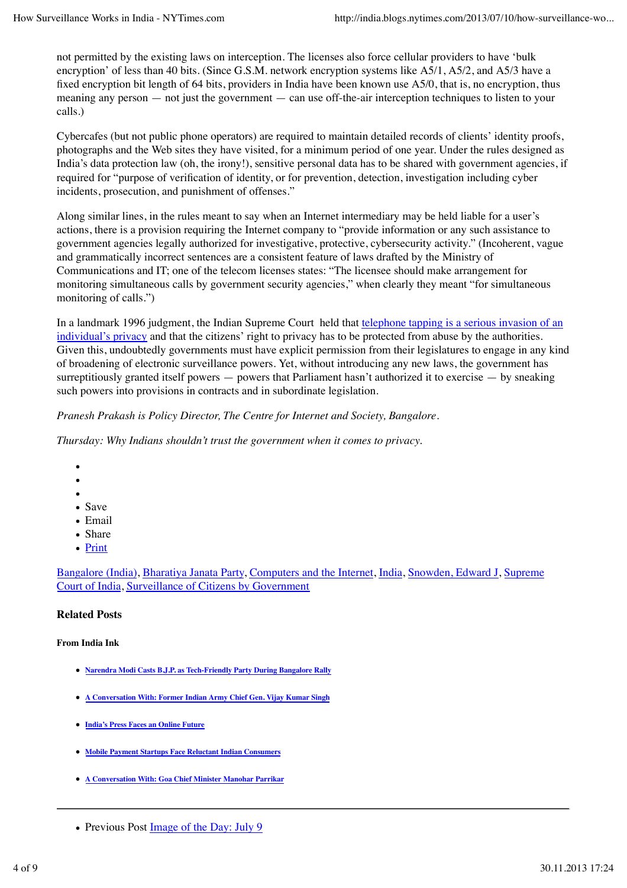not permitted by the existing laws on interception. The licenses also force cellular providers to have 'bulk encryption' of less than 40 bits. (Since G.S.M. network encryption systems like A5/1, A5/2, and A5/3 have a fixed encryption bit length of 64 bits, providers in India have been known use A5/0, that is, no encryption, thus meaning any person — not just the government — can use off-the-air interception techniques to listen to your calls.)

Cybercafes (but not public phone operators) are required to maintain detailed records of clients' identity proofs, photographs and the Web sites they have visited, for a minimum period of one year. Under the rules designed as India's data protection law (oh, the irony!), sensitive personal data has to be shared with government agencies, if required for "purpose of verification of identity, or for prevention, detection, investigation including cyber incidents, prosecution, and punishment of offenses."

Along similar lines, in the rules meant to say when an Internet intermediary may be held liable for a user's actions, there is a provision requiring the Internet company to "provide information or any such assistance to government agencies legally authorized for investigative, protective, cybersecurity activity." (Incoherent, vague and grammatically incorrect sentences are a consistent feature of laws drafted by the Ministry of Communications and IT; one of the telecom licenses states: "The licensee should make arrangement for monitoring simultaneous calls by government security agencies," when clearly they meant "for simultaneous monitoring of calls.")

In a landmark 1996 judgment, the Indian Supreme Court held that [telephone tapping is a serious invasion of an individual's privacy] and that the citizens' right to privacy has to be protected from abuse by the authorities. Given this, undoubtedly governments must have explicit permission from their legislatures to engage in any kind of broadening of electronic surveillance powers. Yet, without introducing any new laws, the government has surreptitiously granted itself powers — powers that Parliament hasn't authorized it to exercise — by sneaking such powers into provisions in contracts and in subordinate legislation.

*Pranesh Prakash is Policy Director, The Centre for Internet and Society, Bangalore.*

*Thursday: Why Indians shouldn't trust the government when it comes to privacy.*

- Save
- Email
- Share
- Print

Bangalore (India), Bharatiya Janata Party, Computers and the Internet, India, Snowden, Edward J, Supreme Court of India, Surveillance of Citizens by Government

**Related Posts**

##### From India Ink

- Narendra Modi Casts B.J.P. as Tech-Friendly Party During Bangalore Rally
- A Conversation With: Former Indian Army Chief Gen. Vijay Kumar Singh
- India's Press Faces an Online Future
- Mobile Payment Startups Face Reluctant Indian Consumers
- A Conversation With: Goa Chief Minister Manohar Parrikar

---

- Previous Post Image of the Day: July 9